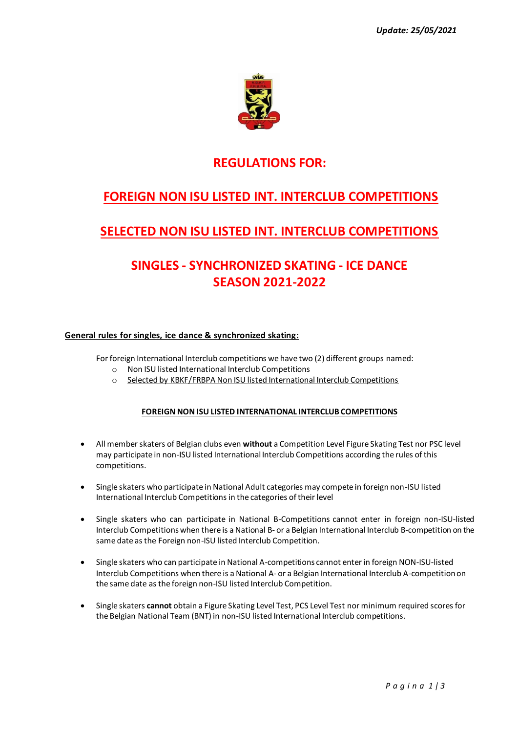*Update: 25/05/2021*

# REGULATIONS FOR:

# FOREIGN NON ISU LISTED INT. INTERCLUB COMPETITIONS

# SELECTED NON ISU LISTED INT. INTERCLUB COMPETITIONS

# SINGLES - SYNCHRONIZED SKATING - ICE DANCE SEASON 2021-2022

## General rules for singles, ice dance & synchronized skating:

For foreign International Interclub competitions we have two (2) different groups named:

- Non ISU listed International Interclub Competitions
- Selected by KBKF/FRBPA Non ISU listed International Interclub Competitions

### FOREIGN NON ISU LISTED INTERNATIONAL INTERCLUB COMPETITIONS

- All member skaters of Belgian clubs even **without** a Competition Level Figure Skating Test nor PSC level may participate in non-ISU listed International Interclub Competitions according the rules of this competitions.
- Single skaters who participate in National Adult categories may compete in foreign non-ISU listed International Interclub Competitions in the categories of their level
- Single skaters who can participate in National B-Competitions cannot enter in foreign non-ISU-listed Interclub Competitions when there is a National B- or a Belgian International Interclub B-competition on the same date as the Foreign non-ISU listed Interclub Competition.
- Single skaters who can participate in National A-competitions cannot enter in foreign NON-ISU-listed Interclub Competitions when there is a National A- or a Belgian International Interclub A-competition on the same date as the foreign non-ISU listed Interclub Competition.
- Single skaters **cannot** obtain a Figure Skating Level Test, PCS Level Test nor minimum required scores for the Belgian National Team (BNT) in non-ISU listed International Interclub competitions.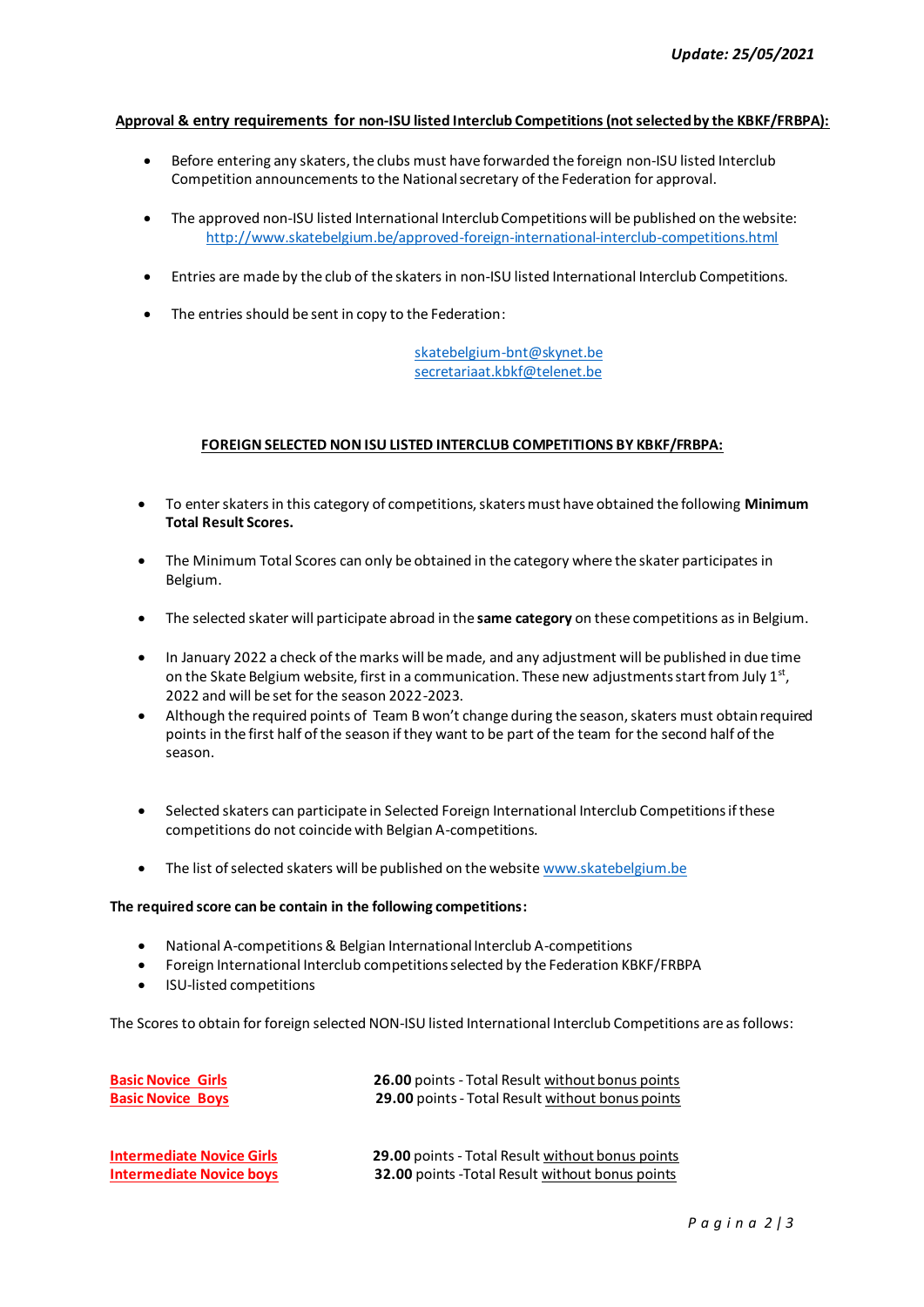***Update: 25/05/2021***

**Approval & entry requirements for non-ISU listed Interclub Competitions (not selected by the KBKF/FRBPA):**

- Before entering any skaters, the clubs must have forwarded the foreign non-ISU listed Interclub Competition announcements to the National secretary of the Federation for approval.
- The approved non-ISU listed International Interclub Competitions will be published on the website: http://www.skatebelgium.be/approved-foreign-international-interclub-competitions.html
- Entries are made by the club of the skaters in non-ISU listed International Interclub Competitions.
- The entries should be sent in copy to the Federation:

  skatebelgium-bnt@skynet.be
  secretariaat.kbkf@telenet.be

**FOREIGN SELECTED NON ISU LISTED INTERCLUB COMPETITIONS BY KBKF/FRBPA:**

- To enter skaters in this category of competitions, skaters must have obtained the following **Minimum Total Result Scores.**
- The Minimum Total Scores can only be obtained in the category where the skater participates in Belgium.
- The selected skater will participate abroad in the **same category** on these competitions as in Belgium.
- In January 2022 a check of the marks will be made, and any adjustment will be published in due time on the Skate Belgium website, first in a communication. These new adjustments start from July 1st, 2022 and will be set for the season 2022-2023.
- Although the required points of Team B won't change during the season, skaters must obtain required points in the first half of the season if they want to be part of the team for the second half of the season.
- Selected skaters can participate in Selected Foreign International Interclub Competitions if these competitions do not coincide with Belgian A-competitions.
- The list of selected skaters will be published on the website www.skatebelgium.be

**The required score can be contain in the following competitions:**

- National A-competitions & Belgian International Interclub A-competitions
- Foreign International Interclub competitions selected by the Federation KBKF/FRBPA
- ISU-listed competitions

The Scores to obtain for foreign selected NON-ISU listed International Interclub Competitions are as follows:

| | |
|---|---|
| **Basic Novice Girls** | **26.00** points - Total Result without bonus points |
| **Basic Novice Boys** | **29.00** points - Total Result without bonus points |
| **Intermediate Novice Girls** | **29.00** points - Total Result without bonus points |
| **Intermediate Novice boys** | **32.00** points -Total Result without bonus points |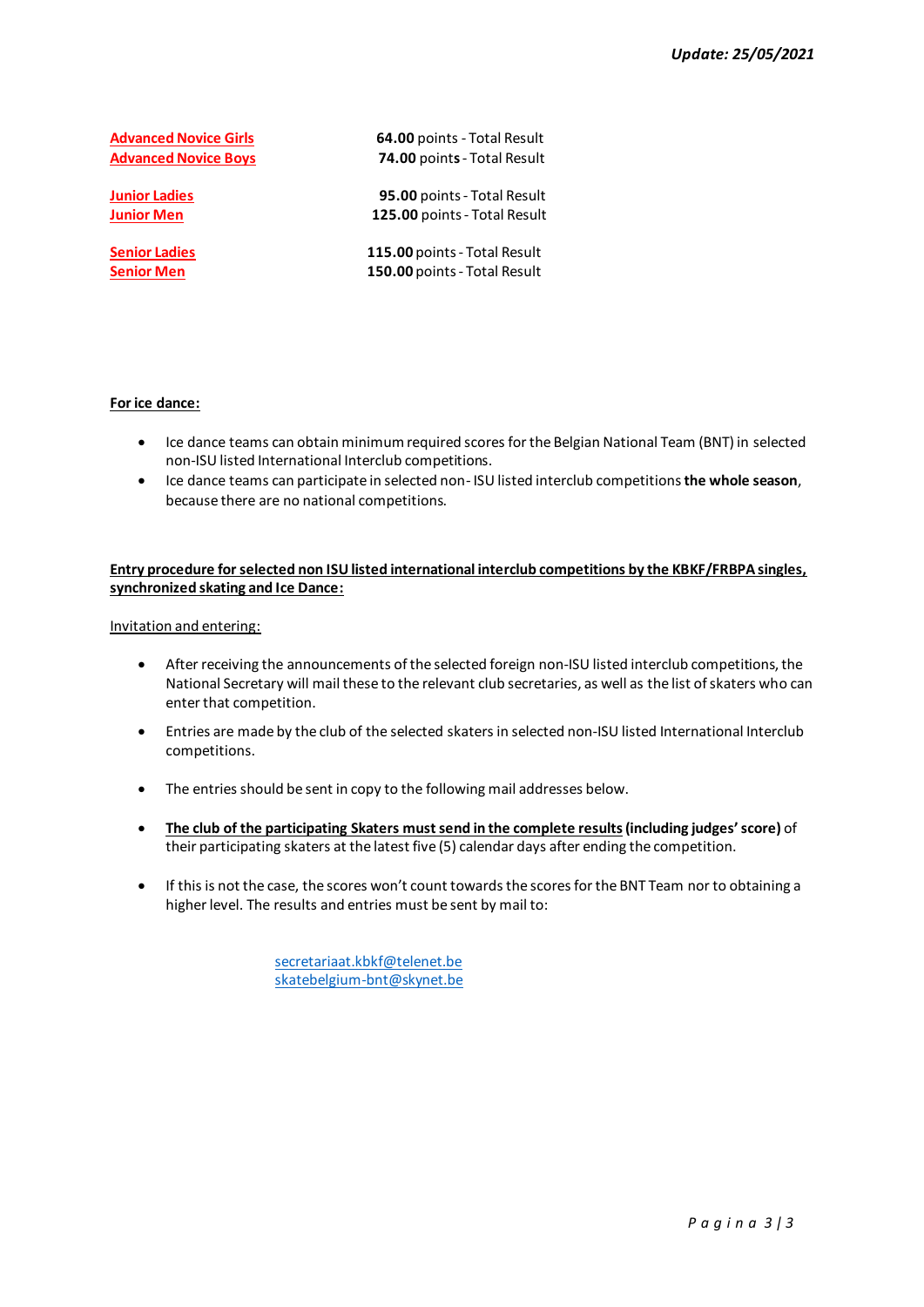*Update: 25/05/2021*

| | |
|---|---|
| **Advanced Novice Girls** | **64.00** points - Total Result |
| **Advanced Novice Boys** | **74.00** points - Total Result |
| **Junior Ladies** | **95.00** points - Total Result |
| **Junior Men** | **125.00** points - Total Result |
| **Senior Ladies** | **115.00** points - Total Result |
| **Senior Men** | **150.00** points - Total Result |

**For ice dance:**

- Ice dance teams can obtain minimum required scores for the Belgian National Team (BNT) in selected non-ISU listed International Interclub competitions.
- Ice dance teams can participate in selected non- ISU listed interclub competitions **the whole season**, because there are no national competitions.

**Entry procedure for selected non ISU listed international interclub competitions by the KBKF/FRBPA singles, synchronized skating and Ice Dance:**

Invitation and entering:

- After receiving the announcements of the selected foreign non-ISU listed interclub competitions, the National Secretary will mail these to the relevant club secretaries, as well as the list of skaters who can enter that competition.
- Entries are made by the club of the selected skaters in selected non-ISU listed International Interclub competitions.
- The entries should be sent in copy to the following mail addresses below.
- **The club of the participating Skaters must send in the complete results (including judges' score)** of their participating skaters at the latest five (5) calendar days after ending the competition.
- If this is not the case, the scores won't count towards the scores for the BNT Team nor to obtaining a higher level. The results and entries must be sent by mail to:

secretariaat.kbkf@telenet.be
skatebelgium-bnt@skynet.be